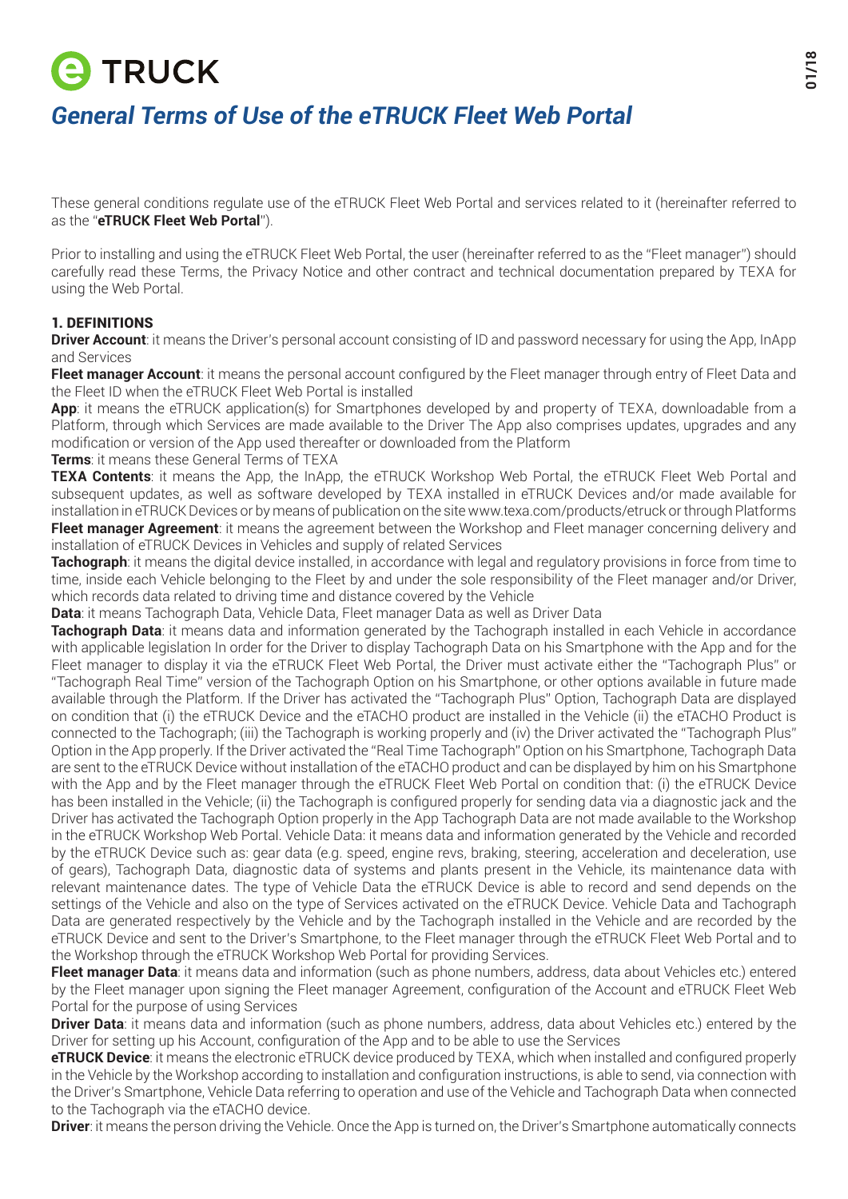# eTRUCK

## *General Terms of Use of the eTRUCK Fleet Web Portal*

These general conditions regulate use of the eTRUCK Fleet Web Portal and services related to it (hereinafter referred to as the "**eTRUCK Fleet Web Portal**").

Prior to installing and using the eTRUCK Fleet Web Portal, the user (hereinafter referred to as the "Fleet manager") should carefully read these Terms, the Privacy Notice and other contract and technical documentation prepared by TEXA for using the Web Portal.

### 1. DEFINITIONS

**Driver Account**: it means the Driver's personal account consisting of ID and password necessary for using the App, InApp and Services

**Fleet manager Account**: it means the personal account configured by the Fleet manager through entry of Fleet Data and the Fleet ID when the eTRUCK Fleet Web Portal is installed

**App**: it means the eTRUCK application(s) for Smartphones developed by and property of TEXA, downloadable from a Platform, through which Services are made available to the Driver The App also comprises updates, upgrades and any modification or version of the App used thereafter or downloaded from the Platform

**Terms**: it means these General Terms of TEXA

**TEXA Contents**: it means the App, the InApp, the eTRUCK Workshop Web Portal, the eTRUCK Fleet Web Portal and subsequent updates, as well as software developed by TEXA installed in eTRUCK Devices and/or made available for installation in eTRUCK Devices or by means of publication on the site www.texa.com/products/etruck or through Platforms

**Fleet manager Agreement**: it means the agreement between the Workshop and Fleet manager concerning delivery and installation of eTRUCK Devices in Vehicles and supply of related Services

**Tachograph**: it means the digital device installed, in accordance with legal and regulatory provisions in force from time to time, inside each Vehicle belonging to the Fleet by and under the sole responsibility of the Fleet manager and/or Driver, which records data related to driving time and distance covered by the Vehicle

**Data**: it means Tachograph Data, Vehicle Data, Fleet manager Data as well as Driver Data

**Tachograph Data**: it means data and information generated by the Tachograph installed in each Vehicle in accordance with applicable legislation In order for the Driver to display Tachograph Data on his Smartphone with the App and for the Fleet manager to display it via the eTRUCK Fleet Web Portal, the Driver must activate either the "Tachograph Plus" or "Tachograph Real Time" version of the Tachograph Option on his Smartphone, or other options available in future made available through the Platform. If the Driver has activated the "Tachograph Plus" Option, Tachograph Data are displayed on condition that (i) the eTRUCK Device and the eTACHO product are installed in the Vehicle (ii) the eTACHO Product is connected to the Tachograph; (iii) the Tachograph is working properly and (iv) the Driver activated the "Tachograph Plus" Option in the App properly. If the Driver activated the "Real Time Tachograph" Option on his Smartphone, Tachograph Data are sent to the eTRUCK Device without installation of the eTACHO product and can be displayed by him on his Smartphone with the App and by the Fleet manager through the eTRUCK Fleet Web Portal on condition that: (i) the eTRUCK Device has been installed in the Vehicle; (ii) the Tachograph is configured properly for sending data via a diagnostic jack and the Driver has activated the Tachograph Option properly in the App Tachograph Data are not made available to the Workshop in the eTRUCK Workshop Web Portal. Vehicle Data: it means data and information generated by the Vehicle and recorded by the eTRUCK Device such as: gear data (e.g. speed, engine revs, braking, steering, acceleration and deceleration, use of gears), Tachograph Data, diagnostic data of systems and plants present in the Vehicle, its maintenance data with relevant maintenance dates. The type of Vehicle Data the eTRUCK Device is able to record and send depends on the settings of the Vehicle and also on the type of Services activated on the eTRUCK Device. Vehicle Data and Tachograph Data are generated respectively by the Vehicle and by the Tachograph installed in the Vehicle and are recorded by the eTRUCK Device and sent to the Driver's Smartphone, to the Fleet manager through the eTRUCK Fleet Web Portal and to the Workshop through the eTRUCK Workshop Web Portal for providing Services.

**Fleet manager Data**: it means data and information (such as phone numbers, address, data about Vehicles etc.) entered by the Fleet manager upon signing the Fleet manager Agreement, configuration of the Account and eTRUCK Fleet Web Portal for the purpose of using Services

**Driver Data**: it means data and information (such as phone numbers, address, data about Vehicles etc.) entered by the Driver for setting up his Account, configuration of the App and to be able to use the Services

**eTRUCK Device**: it means the electronic eTRUCK device produced by TEXA, which when installed and configured properly in the Vehicle by the Workshop according to installation and configuration instructions, is able to send, via connection with the Driver's Smartphone, Vehicle Data referring to operation and use of the Vehicle and Tachograph Data when connected to the Tachograph via the eTACHO device.

**Driver**: it means the person driving the Vehicle. Once the App is turned on, the Driver's Smartphone automatically connects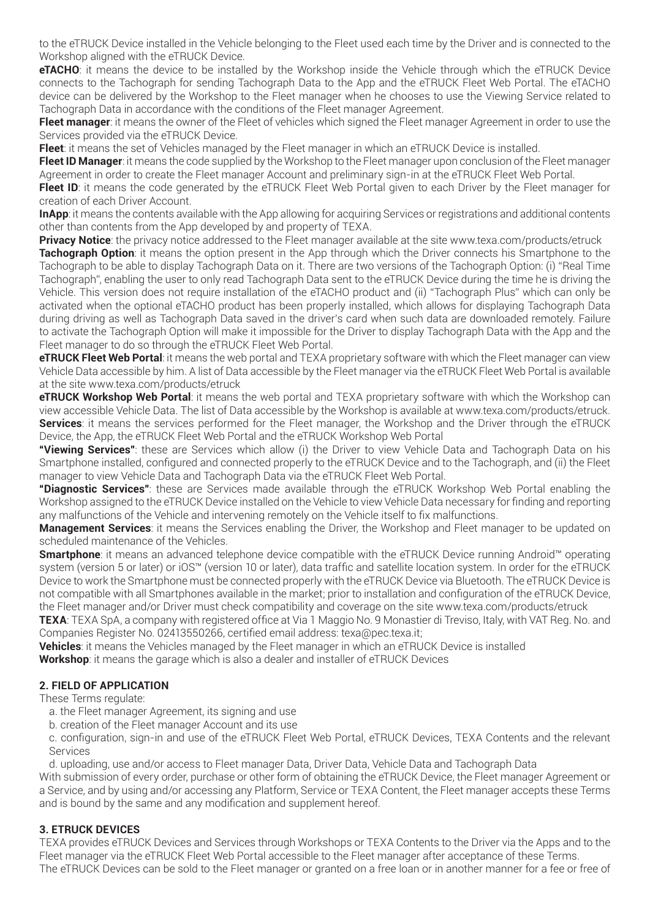to the eTRUCK Device installed in the Vehicle belonging to the Fleet used each time by the Driver and is connected to the Workshop aligned with the eTRUCK Device.

**eTACHO**: it means the device to be installed by the Workshop inside the Vehicle through which the eTRUCK Device connects to the Tachograph for sending Tachograph Data to the App and the eTRUCK Fleet Web Portal. The eTACHO device can be delivered by the Workshop to the Fleet manager when he chooses to use the Viewing Service related to Tachograph Data in accordance with the conditions of the Fleet manager Agreement.

**Fleet manager**: it means the owner of the Fleet of vehicles which signed the Fleet manager Agreement in order to use the Services provided via the eTRUCK Device.

**Fleet**: it means the set of Vehicles managed by the Fleet manager in which an eTRUCK Device is installed.

**Fleet ID Manager**: it means the code supplied by the Workshop to the Fleet manager upon conclusion of the Fleet manager Agreement in order to create the Fleet manager Account and preliminary sign-in at the eTRUCK Fleet Web Portal.

**Fleet ID**: it means the code generated by the eTRUCK Fleet Web Portal given to each Driver by the Fleet manager for creation of each Driver Account.

**InApp**: it means the contents available with the App allowing for acquiring Services or registrations and additional contents other than contents from the App developed by and property of TEXA.

**Privacy Notice**: the privacy notice addressed to the Fleet manager available at the site www.texa.com/products/etruck

**Tachograph Option**: it means the option present in the App through which the Driver connects his Smartphone to the Tachograph to be able to display Tachograph Data on it. There are two versions of the Tachograph Option: (i) "Real Time Tachograph", enabling the user to only read Tachograph Data sent to the eTRUCK Device during the time he is driving the Vehicle. This version does not require installation of the eTACHO product and (ii) "Tachograph Plus" which can only be activated when the optional eTACHO product has been properly installed, which allows for displaying Tachograph Data during driving as well as Tachograph Data saved in the driver's card when such data are downloaded remotely. Failure to activate the Tachograph Option will make it impossible for the Driver to display Tachograph Data with the App and the Fleet manager to do so through the eTRUCK Fleet Web Portal.

**eTRUCK Fleet Web Portal**: it means the web portal and TEXA proprietary software with which the Fleet manager can view Vehicle Data accessible by him. A list of Data accessible by the Fleet manager via the eTRUCK Fleet Web Portal is available at the site www.texa.com/products/etruck

**eTRUCK Workshop Web Portal**: it means the web portal and TEXA proprietary software with which the Workshop can view accessible Vehicle Data. The list of Data accessible by the Workshop is available at www.texa.com/products/etruck.

**Services**: it means the services performed for the Fleet manager, the Workshop and the Driver through the eTRUCK Device, the App, the eTRUCK Fleet Web Portal and the eTRUCK Workshop Web Portal

**"Viewing Services"**: these are Services which allow (i) the Driver to view Vehicle Data and Tachograph Data on his Smartphone installed, configured and connected properly to the eTRUCK Device and to the Tachograph, and (ii) the Fleet manager to view Vehicle Data and Tachograph Data via the eTRUCK Fleet Web Portal.

**"Diagnostic Services"**: these are Services made available through the eTRUCK Workshop Web Portal enabling the Workshop assigned to the eTRUCK Device installed on the Vehicle to view Vehicle Data necessary for finding and reporting any malfunctions of the Vehicle and intervening remotely on the Vehicle itself to fix malfunctions.

**Management Services**: it means the Services enabling the Driver, the Workshop and Fleet manager to be updated on scheduled maintenance of the Vehicles.

**Smartphone**: it means an advanced telephone device compatible with the eTRUCK Device running Android™ operating system (version 5 or later) or iOS™ (version 10 or later), data traffic and satellite location system. In order for the eTRUCK Device to work the Smartphone must be connected properly with the eTRUCK Device via Bluetooth. The eTRUCK Device is not compatible with all Smartphones available in the market; prior to installation and configuration of the eTRUCK Device, the Fleet manager and/or Driver must check compatibility and coverage on the site www.texa.com/products/etruck

**TEXA**: TEXA SpA, a company with registered office at Via 1 Maggio No. 9 Monastier di Treviso, Italy, with VAT Reg. No. and Companies Register No. 02413550266, certified email address: texa@pec.texa.it;

**Vehicles**: it means the Vehicles managed by the Fleet manager in which an eTRUCK Device is installed

**Workshop**: it means the garage which is also a dealer and installer of eTRUCK Devices

## 2. FIELD OF APPLICATION

These Terms regulate:

a. the Fleet manager Agreement, its signing and use

b. creation of the Fleet manager Account and its use

c. configuration, sign-in and use of the eTRUCK Fleet Web Portal, eTRUCK Devices, TEXA Contents and the relevant Services

d. uploading, use and/or access to Fleet manager Data, Driver Data, Vehicle Data and Tachograph Data

With submission of every order, purchase or other form of obtaining the eTRUCK Device, the Fleet manager Agreement or a Service, and by using and/or accessing any Platform, Service or TEXA Content, the Fleet manager accepts these Terms and is bound by the same and any modification and supplement hereof.

## 3. ETRUCK DEVICES

TEXA provides eTRUCK Devices and Services through Workshops or TEXA Contents to the Driver via the Apps and to the Fleet manager via the eTRUCK Fleet Web Portal accessible to the Fleet manager after acceptance of these Terms.

The eTRUCK Devices can be sold to the Fleet manager or granted on a free loan or in another manner for a fee or free of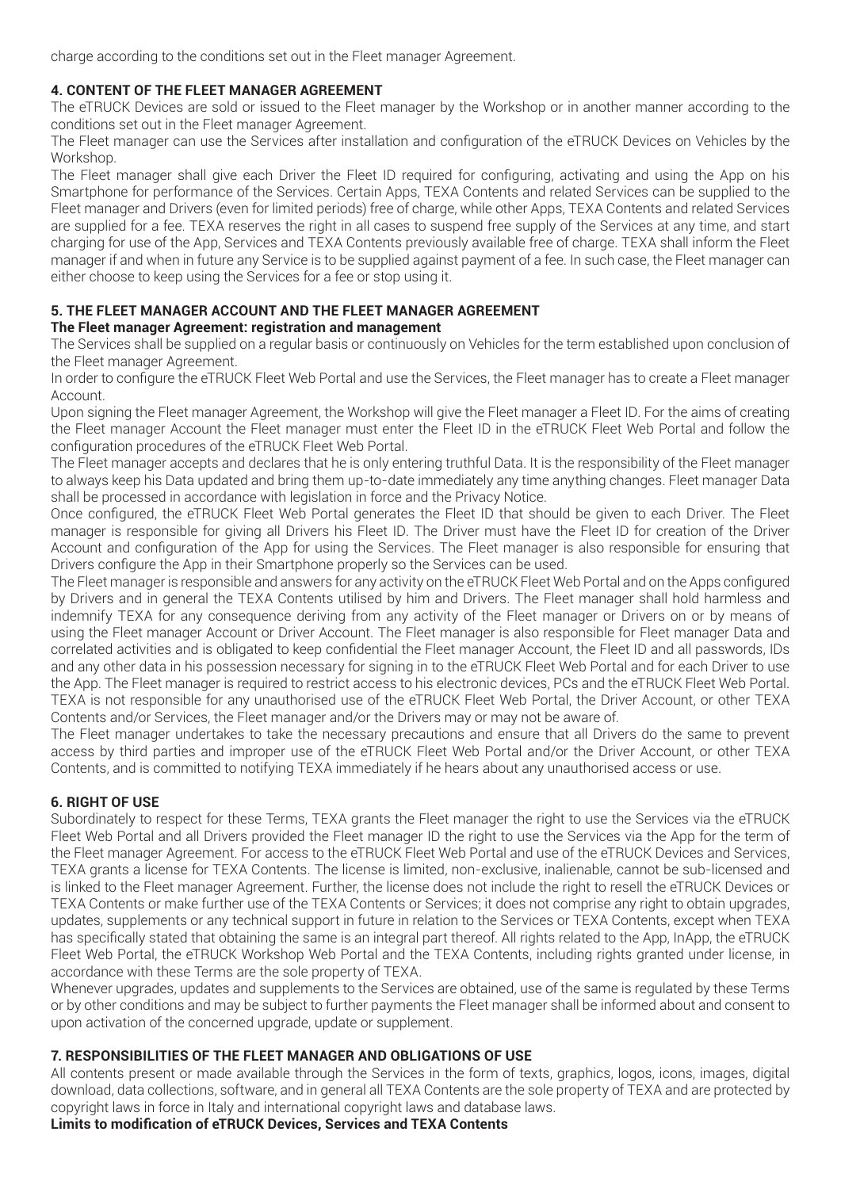charge according to the conditions set out in the Fleet manager Agreement.

## 4. CONTENT OF THE FLEET MANAGER AGREEMENT

The eTRUCK Devices are sold or issued to the Fleet manager by the Workshop or in another manner according to the conditions set out in the Fleet manager Agreement.

The Fleet manager can use the Services after installation and configuration of the eTRUCK Devices on Vehicles by the Workshop.

The Fleet manager shall give each Driver the Fleet ID required for configuring, activating and using the App on his Smartphone for performance of the Services. Certain Apps, TEXA Contents and related Services can be supplied to the Fleet manager and Drivers (even for limited periods) free of charge, while other Apps, TEXA Contents and related Services are supplied for a fee. TEXA reserves the right in all cases to suspend free supply of the Services at any time, and start charging for use of the App, Services and TEXA Contents previously available free of charge. TEXA shall inform the Fleet manager if and when in future any Service is to be supplied against payment of a fee. In such case, the Fleet manager can either choose to keep using the Services for a fee or stop using it.

## 5. THE FLEET MANAGER ACCOUNT AND THE FLEET MANAGER AGREEMENT

**The Fleet manager Agreement: registration and management**

The Services shall be supplied on a regular basis or continuously on Vehicles for the term established upon conclusion of the Fleet manager Agreement.

In order to configure the eTRUCK Fleet Web Portal and use the Services, the Fleet manager has to create a Fleet manager Account.

Upon signing the Fleet manager Agreement, the Workshop will give the Fleet manager a Fleet ID. For the aims of creating the Fleet manager Account the Fleet manager must enter the Fleet ID in the eTRUCK Fleet Web Portal and follow the configuration procedures of the eTRUCK Fleet Web Portal.

The Fleet manager accepts and declares that he is only entering truthful Data. It is the responsibility of the Fleet manager to always keep his Data updated and bring them up-to-date immediately any time anything changes. Fleet manager Data shall be processed in accordance with legislation in force and the Privacy Notice.

Once configured, the eTRUCK Fleet Web Portal generates the Fleet ID that should be given to each Driver. The Fleet manager is responsible for giving all Drivers his Fleet ID. The Driver must have the Fleet ID for creation of the Driver Account and configuration of the App for using the Services. The Fleet manager is also responsible for ensuring that Drivers configure the App in their Smartphone properly so the Services can be used.

The Fleet manager is responsible and answers for any activity on the eTRUCK Fleet Web Portal and on the Apps configured by Drivers and in general the TEXA Contents utilised by him and Drivers. The Fleet manager shall hold harmless and indemnify TEXA for any consequence deriving from any activity of the Fleet manager or Drivers on or by means of using the Fleet manager Account or Driver Account. The Fleet manager is also responsible for Fleet manager Data and correlated activities and is obligated to keep confidential the Fleet manager Account, the Fleet ID and all passwords, IDs and any other data in his possession necessary for signing in to the eTRUCK Fleet Web Portal and for each Driver to use the App. The Fleet manager is required to restrict access to his electronic devices, PCs and the eTRUCK Fleet Web Portal. TEXA is not responsible for any unauthorised use of the eTRUCK Fleet Web Portal, the Driver Account, or other TEXA Contents and/or Services, the Fleet manager and/or the Drivers may or may not be aware of.

The Fleet manager undertakes to take the necessary precautions and ensure that all Drivers do the same to prevent access by third parties and improper use of the eTRUCK Fleet Web Portal and/or the Driver Account, or other TEXA Contents, and is committed to notifying TEXA immediately if he hears about any unauthorised access or use.

## 6. RIGHT OF USE

Subordinately to respect for these Terms, TEXA grants the Fleet manager the right to use the Services via the eTRUCK Fleet Web Portal and all Drivers provided the Fleet manager ID the right to use the Services via the App for the term of the Fleet manager Agreement. For access to the eTRUCK Fleet Web Portal and use of the eTRUCK Devices and Services, TEXA grants a license for TEXA Contents. The license is limited, non-exclusive, inalienable, cannot be sub-licensed and is linked to the Fleet manager Agreement. Further, the license does not include the right to resell the eTRUCK Devices or TEXA Contents or make further use of the TEXA Contents or Services; it does not comprise any right to obtain upgrades, updates, supplements or any technical support in future in relation to the Services or TEXA Contents, except when TEXA has specifically stated that obtaining the same is an integral part thereof. All rights related to the App, InApp, the eTRUCK Fleet Web Portal, the eTRUCK Workshop Web Portal and the TEXA Contents, including rights granted under license, in accordance with these Terms are the sole property of TEXA.

Whenever upgrades, updates and supplements to the Services are obtained, use of the same is regulated by these Terms or by other conditions and may be subject to further payments the Fleet manager shall be informed about and consent to upon activation of the concerned upgrade, update or supplement.

## 7. RESPONSIBILITIES OF THE FLEET MANAGER AND OBLIGATIONS OF USE

All contents present or made available through the Services in the form of texts, graphics, logos, icons, images, digital download, data collections, software, and in general all TEXA Contents are the sole property of TEXA and are protected by copyright laws in force in Italy and international copyright laws and database laws.

**Limits to modification of eTRUCK Devices, Services and TEXA Contents**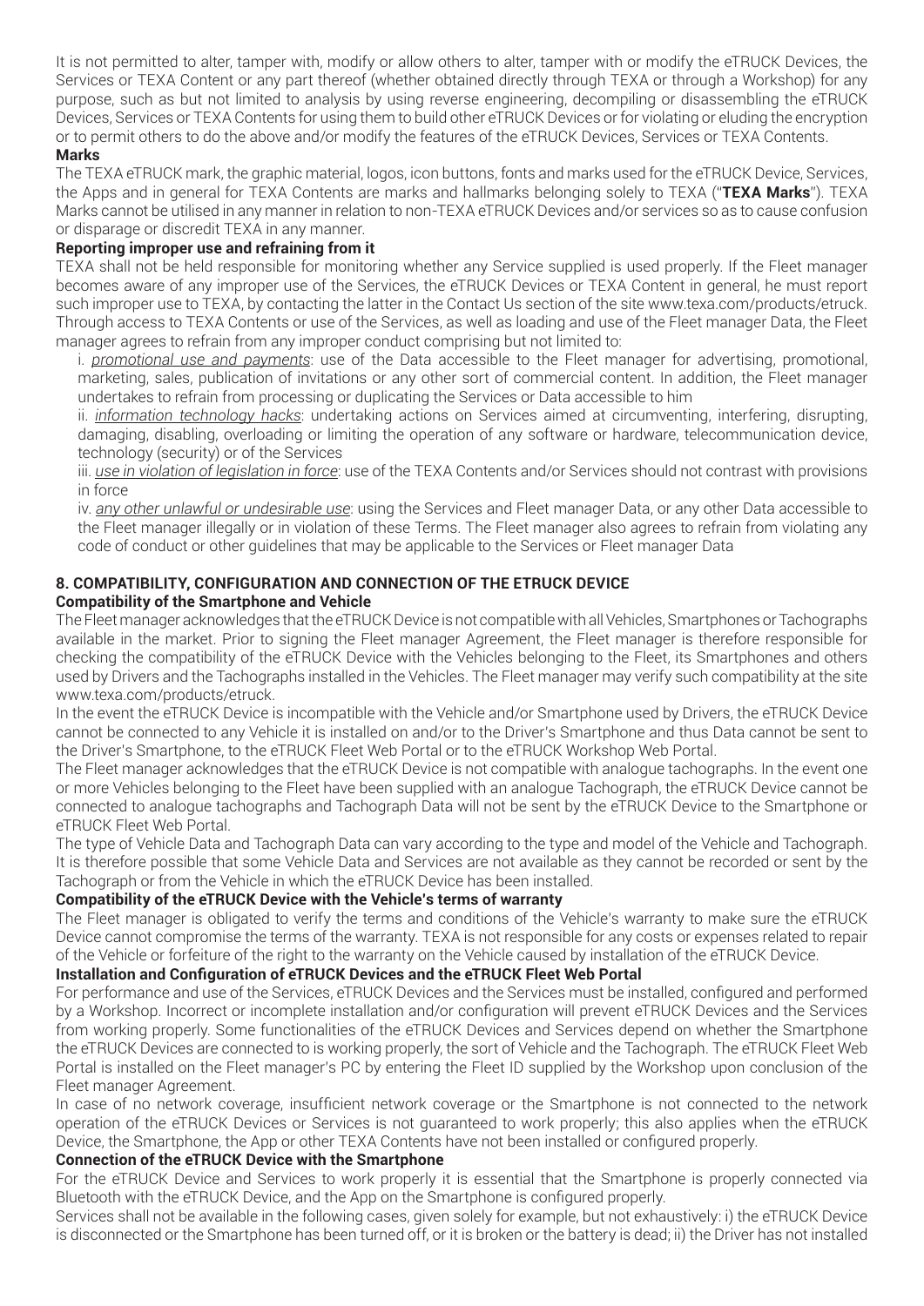It is not permitted to alter, tamper with, modify or allow others to alter, tamper with or modify the eTRUCK Devices, the Services or TEXA Content or any part thereof (whether obtained directly through TEXA or through a Workshop) for any purpose, such as but not limited to analysis by using reverse engineering, decompiling or disassembling the eTRUCK Devices, Services or TEXA Contents for using them to build other eTRUCK Devices or for violating or eluding the encryption or to permit others to do the above and/or modify the features of the eTRUCK Devices, Services or TEXA Contents.

**Marks**

The TEXA eTRUCK mark, the graphic material, logos, icon buttons, fonts and marks used for the eTRUCK Device, Services, the Apps and in general for TEXA Contents are marks and hallmarks belonging solely to TEXA ("**TEXA Marks**"). TEXA Marks cannot be utilised in any manner in relation to non-TEXA eTRUCK Devices and/or services so as to cause confusion or disparage or discredit TEXA in any manner.

**Reporting improper use and refraining from it**

TEXA shall not be held responsible for monitoring whether any Service supplied is used properly. If the Fleet manager becomes aware of any improper use of the Services, the eTRUCK Devices or TEXA Content in general, he must report such improper use to TEXA, by contacting the latter in the Contact Us section of the site www.texa.com/products/etruck. Through access to TEXA Contents or use of the Services, as well as loading and use of the Fleet manager Data, the Fleet manager agrees to refrain from any improper conduct comprising but not limited to:

i. *promotional use and payments*: use of the Data accessible to the Fleet manager for advertising, promotional, marketing, sales, publication of invitations or any other sort of commercial content. In addition, the Fleet manager undertakes to refrain from processing or duplicating the Services or Data accessible to him

ii. *information technology hacks*: undertaking actions on Services aimed at circumventing, interfering, disrupting, damaging, disabling, overloading or limiting the operation of any software or hardware, telecommunication device, technology (security) or of the Services

iii. *use in violation of legislation in force*: use of the TEXA Contents and/or Services should not contrast with provisions in force

iv. *any other unlawful or undesirable use*: using the Services and Fleet manager Data, or any other Data accessible to the Fleet manager illegally or in violation of these Terms. The Fleet manager also agrees to refrain from violating any code of conduct or other guidelines that may be applicable to the Services or Fleet manager Data

## 8. COMPATIBILITY, CONFIGURATION AND CONNECTION OF THE ETRUCK DEVICE

**Compatibility of the Smartphone and Vehicle**

The Fleet manager acknowledges that the eTRUCK Device is not compatible with all Vehicles, Smartphones or Tachographs available in the market. Prior to signing the Fleet manager Agreement, the Fleet manager is therefore responsible for checking the compatibility of the eTRUCK Device with the Vehicles belonging to the Fleet, its Smartphones and others used by Drivers and the Tachographs installed in the Vehicles. The Fleet manager may verify such compatibility at the site www.texa.com/products/etruck.

In the event the eTRUCK Device is incompatible with the Vehicle and/or Smartphone used by Drivers, the eTRUCK Device cannot be connected to any Vehicle it is installed on and/or to the Driver's Smartphone and thus Data cannot be sent to the Driver's Smartphone, to the eTRUCK Fleet Web Portal or to the eTRUCK Workshop Web Portal.

The Fleet manager acknowledges that the eTRUCK Device is not compatible with analogue tachographs. In the event one or more Vehicles belonging to the Fleet have been supplied with an analogue Tachograph, the eTRUCK Device cannot be connected to analogue tachographs and Tachograph Data will not be sent by the eTRUCK Device to the Smartphone or eTRUCK Fleet Web Portal.

The type of Vehicle Data and Tachograph Data can vary according to the type and model of the Vehicle and Tachograph. It is therefore possible that some Vehicle Data and Services are not available as they cannot be recorded or sent by the Tachograph or from the Vehicle in which the eTRUCK Device has been installed.

**Compatibility of the eTRUCK Device with the Vehicle's terms of warranty**

The Fleet manager is obligated to verify the terms and conditions of the Vehicle's warranty to make sure the eTRUCK Device cannot compromise the terms of the warranty. TEXA is not responsible for any costs or expenses related to repair of the Vehicle or forfeiture of the right to the warranty on the Vehicle caused by installation of the eTRUCK Device.

**Installation and Configuration of eTRUCK Devices and the eTRUCK Fleet Web Portal**

For performance and use of the Services, eTRUCK Devices and the Services must be installed, configured and performed by a Workshop. Incorrect or incomplete installation and/or configuration will prevent eTRUCK Devices and the Services from working properly. Some functionalities of the eTRUCK Devices and Services depend on whether the Smartphone the eTRUCK Devices are connected to is working properly, the sort of Vehicle and the Tachograph. The eTRUCK Fleet Web Portal is installed on the Fleet manager's PC by entering the Fleet ID supplied by the Workshop upon conclusion of the Fleet manager Agreement.

In case of no network coverage, insufficient network coverage or the Smartphone is not connected to the network operation of the eTRUCK Devices or Services is not guaranteed to work properly; this also applies when the eTRUCK Device, the Smartphone, the App or other TEXA Contents have not been installed or configured properly.

**Connection of the eTRUCK Device with the Smartphone**

For the eTRUCK Device and Services to work properly it is essential that the Smartphone is properly connected via Bluetooth with the eTRUCK Device, and the App on the Smartphone is configured properly.

Services shall not be available in the following cases, given solely for example, but not exhaustively: i) the eTRUCK Device is disconnected or the Smartphone has been turned off, or it is broken or the battery is dead; ii) the Driver has not installed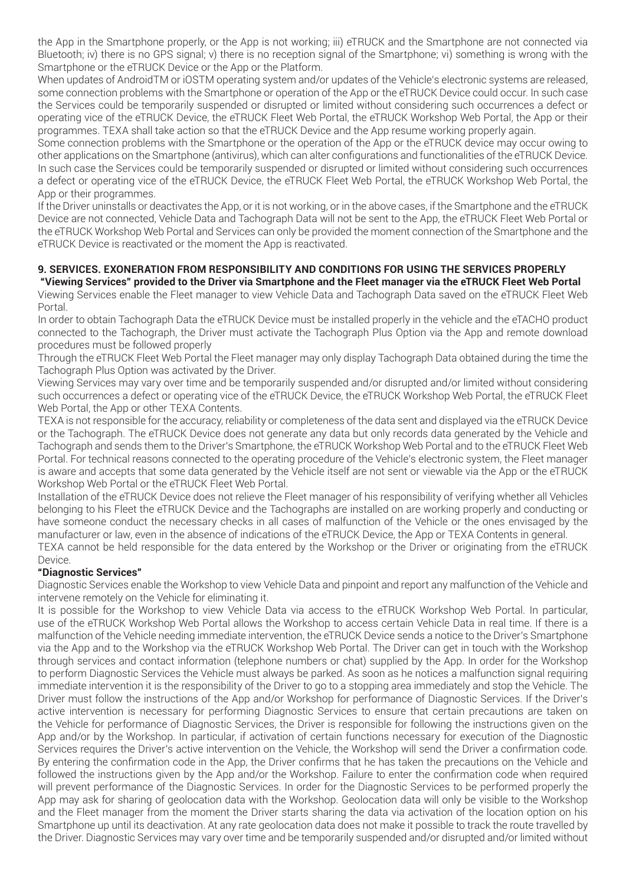the App in the Smartphone properly, or the App is not working; iii) eTRUCK and the Smartphone are not connected via Bluetooth; iv) there is no GPS signal; v) there is no reception signal of the Smartphone; vi) something is wrong with the Smartphone or the eTRUCK Device or the App or the Platform.

When updates of AndroidTM or iOSTM operating system and/or updates of the Vehicle's electronic systems are released, some connection problems with the Smartphone or operation of the App or the eTRUCK Device could occur. In such case the Services could be temporarily suspended or disrupted or limited without considering such occurrences a defect or operating vice of the eTRUCK Device, the eTRUCK Fleet Web Portal, the eTRUCK Workshop Web Portal, the App or their programmes. TEXA shall take action so that the eTRUCK Device and the App resume working properly again.

Some connection problems with the Smartphone or the operation of the App or the eTRUCK device may occur owing to other applications on the Smartphone (antivirus), which can alter configurations and functionalities of the eTRUCK Device. In such case the Services could be temporarily suspended or disrupted or limited without considering such occurrences a defect or operating vice of the eTRUCK Device, the eTRUCK Fleet Web Portal, the eTRUCK Workshop Web Portal, the App or their programmes.

If the Driver uninstalls or deactivates the App, or it is not working, or in the above cases, if the Smartphone and the eTRUCK Device are not connected, Vehicle Data and Tachograph Data will not be sent to the App, the eTRUCK Fleet Web Portal or the eTRUCK Workshop Web Portal and Services can only be provided the moment connection of the Smartphone and the eTRUCK Device is reactivated or the moment the App is reactivated.

**9. SERVICES. EXONERATION FROM RESPONSIBILITY AND CONDITIONS FOR USING THE SERVICES PROPERLY**

**"Viewing Services" provided to the Driver via Smartphone and the Fleet manager via the eTRUCK Fleet Web Portal**

Viewing Services enable the Fleet manager to view Vehicle Data and Tachograph Data saved on the eTRUCK Fleet Web Portal.

In order to obtain Tachograph Data the eTRUCK Device must be installed properly in the vehicle and the eTACHO product connected to the Tachograph, the Driver must activate the Tachograph Plus Option via the App and remote download procedures must be followed properly

Through the eTRUCK Fleet Web Portal the Fleet manager may only display Tachograph Data obtained during the time the Tachograph Plus Option was activated by the Driver.

Viewing Services may vary over time and be temporarily suspended and/or disrupted and/or limited without considering such occurrences a defect or operating vice of the eTRUCK Device, the eTRUCK Workshop Web Portal, the eTRUCK Fleet Web Portal, the App or other TEXA Contents.

TEXA is not responsible for the accuracy, reliability or completeness of the data sent and displayed via the eTRUCK Device or the Tachograph. The eTRUCK Device does not generate any data but only records data generated by the Vehicle and Tachograph and sends them to the Driver's Smartphone, the eTRUCK Workshop Web Portal and to the eTRUCK Fleet Web Portal. For technical reasons connected to the operating procedure of the Vehicle's electronic system, the Fleet manager is aware and accepts that some data generated by the Vehicle itself are not sent or viewable via the App or the eTRUCK Workshop Web Portal or the eTRUCK Fleet Web Portal.

Installation of the eTRUCK Device does not relieve the Fleet manager of his responsibility of verifying whether all Vehicles belonging to his Fleet the eTRUCK Device and the Tachographs are installed on are working properly and conducting or have someone conduct the necessary checks in all cases of malfunction of the Vehicle or the ones envisaged by the manufacturer or law, even in the absence of indications of the eTRUCK Device, the App or TEXA Contents in general.

TEXA cannot be held responsible for the data entered by the Workshop or the Driver or originating from the eTRUCK Device.

**"Diagnostic Services"**

Diagnostic Services enable the Workshop to view Vehicle Data and pinpoint and report any malfunction of the Vehicle and intervene remotely on the Vehicle for eliminating it.

It is possible for the Workshop to view Vehicle Data via access to the eTRUCK Workshop Web Portal. In particular, use of the eTRUCK Workshop Web Portal allows the Workshop to access certain Vehicle Data in real time. If there is a malfunction of the Vehicle needing immediate intervention, the eTRUCK Device sends a notice to the Driver's Smartphone via the App and to the Workshop via the eTRUCK Workshop Web Portal. The Driver can get in touch with the Workshop through services and contact information (telephone numbers or chat) supplied by the App. In order for the Workshop to perform Diagnostic Services the Vehicle must always be parked. As soon as he notices a malfunction signal requiring immediate intervention it is the responsibility of the Driver to go to a stopping area immediately and stop the Vehicle. The Driver must follow the instructions of the App and/or Workshop for performance of Diagnostic Services. If the Driver's active intervention is necessary for performing Diagnostic Services to ensure that certain precautions are taken on the Vehicle for performance of Diagnostic Services, the Driver is responsible for following the instructions given on the App and/or by the Workshop. In particular, if activation of certain functions necessary for execution of the Diagnostic Services requires the Driver's active intervention on the Vehicle, the Workshop will send the Driver a confirmation code. By entering the confirmation code in the App, the Driver confirms that he has taken the precautions on the Vehicle and followed the instructions given by the App and/or the Workshop. Failure to enter the confirmation code when required will prevent performance of the Diagnostic Services. In order for the Diagnostic Services to be performed properly the App may ask for sharing of geolocation data with the Workshop. Geolocation data will only be visible to the Workshop and the Fleet manager from the moment the Driver starts sharing the data via activation of the location option on his Smartphone up until its deactivation. At any rate geolocation data does not make it possible to track the route travelled by the Driver. Diagnostic Services may vary over time and be temporarily suspended and/or disrupted and/or limited without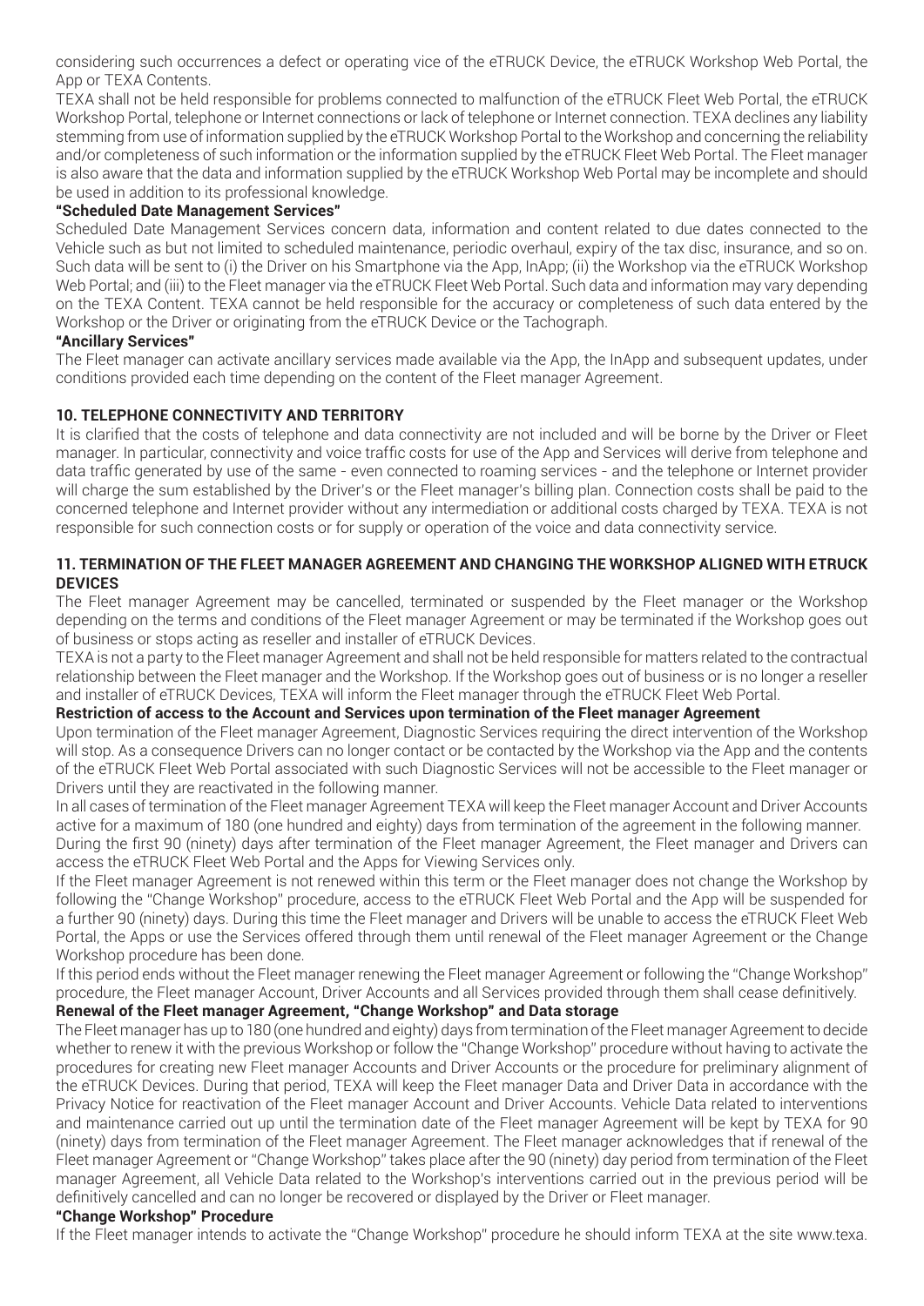considering such occurrences a defect or operating vice of the eTRUCK Device, the eTRUCK Workshop Web Portal, the App or TEXA Contents.

TEXA shall not be held responsible for problems connected to malfunction of the eTRUCK Fleet Web Portal, the eTRUCK Workshop Portal, telephone or Internet connections or lack of telephone or Internet connection. TEXA declines any liability stemming from use of information supplied by the eTRUCK Workshop Portal to the Workshop and concerning the reliability and/or completeness of such information or the information supplied by the eTRUCK Fleet Web Portal. The Fleet manager is also aware that the data and information supplied by the eTRUCK Workshop Web Portal may be incomplete and should be used in addition to its professional knowledge.

**"Scheduled Date Management Services"**

Scheduled Date Management Services concern data, information and content related to due dates connected to the Vehicle such as but not limited to scheduled maintenance, periodic overhaul, expiry of the tax disc, insurance, and so on. Such data will be sent to (i) the Driver on his Smartphone via the App, InApp; (ii) the Workshop via the eTRUCK Workshop Web Portal; and (iii) to the Fleet manager via the eTRUCK Fleet Web Portal. Such data and information may vary depending on the TEXA Content. TEXA cannot be held responsible for the accuracy or completeness of such data entered by the Workshop or the Driver or originating from the eTRUCK Device or the Tachograph.

**"Ancillary Services"**

The Fleet manager can activate ancillary services made available via the App, the InApp and subsequent updates, under conditions provided each time depending on the content of the Fleet manager Agreement.

## 10. TELEPHONE CONNECTIVITY AND TERRITORY

It is clarified that the costs of telephone and data connectivity are not included and will be borne by the Driver or Fleet manager. In particular, connectivity and voice traffic costs for use of the App and Services will derive from telephone and data traffic generated by use of the same - even connected to roaming services - and the telephone or Internet provider will charge the sum established by the Driver's or the Fleet manager's billing plan. Connection costs shall be paid to the concerned telephone and Internet provider without any intermediation or additional costs charged by TEXA. TEXA is not responsible for such connection costs or for supply or operation of the voice and data connectivity service.

## 11. TERMINATION OF THE FLEET MANAGER AGREEMENT AND CHANGING THE WORKSHOP ALIGNED WITH ETRUCK DEVICES

The Fleet manager Agreement may be cancelled, terminated or suspended by the Fleet manager or the Workshop depending on the terms and conditions of the Fleet manager Agreement or may be terminated if the Workshop goes out of business or stops acting as reseller and installer of eTRUCK Devices.

TEXA is not a party to the Fleet manager Agreement and shall not be held responsible for matters related to the contractual relationship between the Fleet manager and the Workshop. If the Workshop goes out of business or is no longer a reseller and installer of eTRUCK Devices, TEXA will inform the Fleet manager through the eTRUCK Fleet Web Portal.

**Restriction of access to the Account and Services upon termination of the Fleet manager Agreement**

Upon termination of the Fleet manager Agreement, Diagnostic Services requiring the direct intervention of the Workshop will stop. As a consequence Drivers can no longer contact or be contacted by the Workshop via the App and the contents of the eTRUCK Fleet Web Portal associated with such Diagnostic Services will not be accessible to the Fleet manager or Drivers until they are reactivated in the following manner.

In all cases of termination of the Fleet manager Agreement TEXA will keep the Fleet manager Account and Driver Accounts active for a maximum of 180 (one hundred and eighty) days from termination of the agreement in the following manner.

During the first 90 (ninety) days after termination of the Fleet manager Agreement, the Fleet manager and Drivers can access the eTRUCK Fleet Web Portal and the Apps for Viewing Services only.

If the Fleet manager Agreement is not renewed within this term or the Fleet manager does not change the Workshop by following the "Change Workshop" procedure, access to the eTRUCK Fleet Web Portal and the App will be suspended for a further 90 (ninety) days. During this time the Fleet manager and Drivers will be unable to access the eTRUCK Fleet Web Portal, the Apps or use the Services offered through them until renewal of the Fleet manager Agreement or the Change Workshop procedure has been done.

If this period ends without the Fleet manager renewing the Fleet manager Agreement or following the "Change Workshop" procedure, the Fleet manager Account, Driver Accounts and all Services provided through them shall cease definitively.

**Renewal of the Fleet manager Agreement, "Change Workshop" and Data storage**

The Fleet manager has up to 180 (one hundred and eighty) days from termination of the Fleet manager Agreement to decide whether to renew it with the previous Workshop or follow the "Change Workshop" procedure without having to activate the procedures for creating new Fleet manager Accounts and Driver Accounts or the procedure for preliminary alignment of the eTRUCK Devices. During that period, TEXA will keep the Fleet manager Data and Driver Data in accordance with the Privacy Notice for reactivation of the Fleet manager Account and Driver Accounts. Vehicle Data related to interventions and maintenance carried out up until the termination date of the Fleet manager Agreement will be kept by TEXA for 90 (ninety) days from termination of the Fleet manager Agreement. The Fleet manager acknowledges that if renewal of the Fleet manager Agreement or "Change Workshop" takes place after the 90 (ninety) day period from termination of the Fleet manager Agreement, all Vehicle Data related to the Workshop's interventions carried out in the previous period will be definitively cancelled and can no longer be recovered or displayed by the Driver or Fleet manager.

**"Change Workshop" Procedure**

If the Fleet manager intends to activate the "Change Workshop" procedure he should inform TEXA at the site www.texa.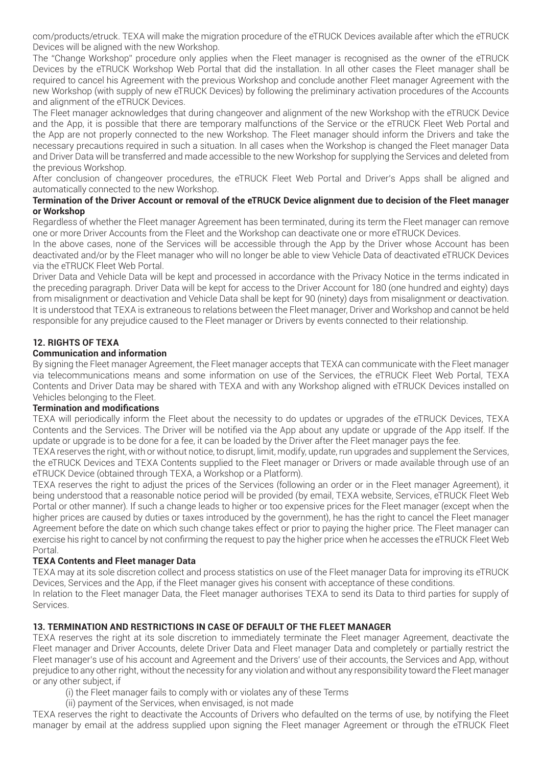com/products/etruck. TEXA will make the migration procedure of the eTRUCK Devices available after which the eTRUCK Devices will be aligned with the new Workshop.

The "Change Workshop" procedure only applies when the Fleet manager is recognised as the owner of the eTRUCK Devices by the eTRUCK Workshop Web Portal that did the installation. In all other cases the Fleet manager shall be required to cancel his Agreement with the previous Workshop and conclude another Fleet manager Agreement with the new Workshop (with supply of new eTRUCK Devices) by following the preliminary activation procedures of the Accounts and alignment of the eTRUCK Devices.

The Fleet manager acknowledges that during changeover and alignment of the new Workshop with the eTRUCK Device and the App, it is possible that there are temporary malfunctions of the Service or the eTRUCK Fleet Web Portal and the App are not properly connected to the new Workshop. The Fleet manager should inform the Drivers and take the necessary precautions required in such a situation. In all cases when the Workshop is changed the Fleet manager Data and Driver Data will be transferred and made accessible to the new Workshop for supplying the Services and deleted from the previous Workshop.

After conclusion of changeover procedures, the eTRUCK Fleet Web Portal and Driver's Apps shall be aligned and automatically connected to the new Workshop.

**Termination of the Driver Account or removal of the eTRUCK Device alignment due to decision of the Fleet manager or Workshop**

Regardless of whether the Fleet manager Agreement has been terminated, during its term the Fleet manager can remove one or more Driver Accounts from the Fleet and the Workshop can deactivate one or more eTRUCK Devices.

In the above cases, none of the Services will be accessible through the App by the Driver whose Account has been deactivated and/or by the Fleet manager who will no longer be able to view Vehicle Data of deactivated eTRUCK Devices via the eTRUCK Fleet Web Portal.

Driver Data and Vehicle Data will be kept and processed in accordance with the Privacy Notice in the terms indicated in the preceding paragraph. Driver Data will be kept for access to the Driver Account for 180 (one hundred and eighty) days from misalignment or deactivation and Vehicle Data shall be kept for 90 (ninety) days from misalignment or deactivation. It is understood that TEXA is extraneous to relations between the Fleet manager, Driver and Workshop and cannot be held responsible for any prejudice caused to the Fleet manager or Drivers by events connected to their relationship.

## 12. RIGHTS OF TEXA

**Communication and information**

By signing the Fleet manager Agreement, the Fleet manager accepts that TEXA can communicate with the Fleet manager via telecommunications means and some information on use of the Services, the eTRUCK Fleet Web Portal, TEXA Contents and Driver Data may be shared with TEXA and with any Workshop aligned with eTRUCK Devices installed on Vehicles belonging to the Fleet.

**Termination and modifications**

TEXA will periodically inform the Fleet about the necessity to do updates or upgrades of the eTRUCK Devices, TEXA Contents and the Services. The Driver will be notified via the App about any update or upgrade of the App itself. If the update or upgrade is to be done for a fee, it can be loaded by the Driver after the Fleet manager pays the fee.

TEXA reserves the right, with or without notice, to disrupt, limit, modify, update, run upgrades and supplement the Services, the eTRUCK Devices and TEXA Contents supplied to the Fleet manager or Drivers or made available through use of an eTRUCK Device (obtained through TEXA, a Workshop or a Platform).

TEXA reserves the right to adjust the prices of the Services (following an order or in the Fleet manager Agreement), it being understood that a reasonable notice period will be provided (by email, TEXA website, Services, eTRUCK Fleet Web Portal or other manner). If such a change leads to higher or too expensive prices for the Fleet manager (except when the higher prices are caused by duties or taxes introduced by the government), he has the right to cancel the Fleet manager Agreement before the date on which such change takes effect or prior to paying the higher price. The Fleet manager can exercise his right to cancel by not confirming the request to pay the higher price when he accesses the eTRUCK Fleet Web Portal.

**TEXA Contents and Fleet manager Data**

TEXA may at its sole discretion collect and process statistics on use of the Fleet manager Data for improving its eTRUCK Devices, Services and the App, if the Fleet manager gives his consent with acceptance of these conditions.

In relation to the Fleet manager Data, the Fleet manager authorises TEXA to send its Data to third parties for supply of Services.

## 13. TERMINATION AND RESTRICTIONS IN CASE OF DEFAULT OF THE FLEET MANAGER

TEXA reserves the right at its sole discretion to immediately terminate the Fleet manager Agreement, deactivate the Fleet manager and Driver Accounts, delete Driver Data and Fleet manager Data and completely or partially restrict the Fleet manager's use of his account and Agreement and the Drivers' use of their accounts, the Services and App, without prejudice to any other right, without the necessity for any violation and without any responsibility toward the Fleet manager or any other subject, if

(i) the Fleet manager fails to comply with or violates any of these Terms

(ii) payment of the Services, when envisaged, is not made

TEXA reserves the right to deactivate the Accounts of Drivers who defaulted on the terms of use, by notifying the Fleet manager by email at the address supplied upon signing the Fleet manager Agreement or through the eTRUCK Fleet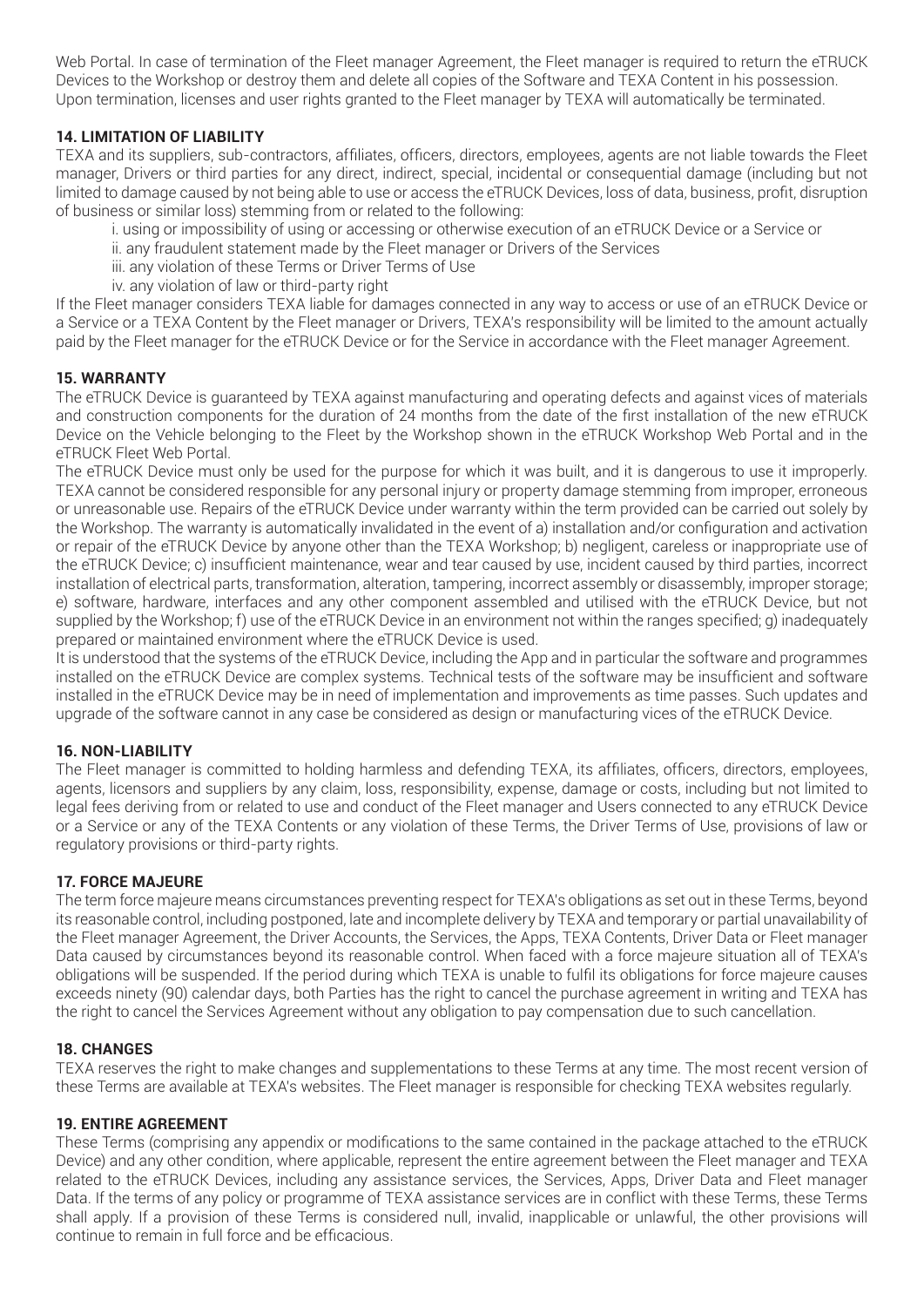Web Portal. In case of termination of the Fleet manager Agreement, the Fleet manager is required to return the eTRUCK Devices to the Workshop or destroy them and delete all copies of the Software and TEXA Content in his possession. Upon termination, licenses and user rights granted to the Fleet manager by TEXA will automatically be terminated.

### 14. LIMITATION OF LIABILITY

TEXA and its suppliers, sub-contractors, affiliates, officers, directors, employees, agents are not liable towards the Fleet manager, Drivers or third parties for any direct, indirect, special, incidental or consequential damage (including but not limited to damage caused by not being able to use or access the eTRUCK Devices, loss of data, business, profit, disruption of business or similar loss) stemming from or related to the following:

i. using or impossibility of using or accessing or otherwise execution of an eTRUCK Device or a Service or
ii. any fraudulent statement made by the Fleet manager or Drivers of the Services
iii. any violation of these Terms or Driver Terms of Use
iv. any violation of law or third-party right

If the Fleet manager considers TEXA liable for damages connected in any way to access or use of an eTRUCK Device or a Service or a TEXA Content by the Fleet manager or Drivers, TEXA's responsibility will be limited to the amount actually paid by the Fleet manager for the eTRUCK Device or for the Service in accordance with the Fleet manager Agreement.

### 15. WARRANTY

The eTRUCK Device is guaranteed by TEXA against manufacturing and operating defects and against vices of materials and construction components for the duration of 24 months from the date of the first installation of the new eTRUCK Device on the Vehicle belonging to the Fleet by the Workshop shown in the eTRUCK Workshop Web Portal and in the eTRUCK Fleet Web Portal.

The eTRUCK Device must only be used for the purpose for which it was built, and it is dangerous to use it improperly. TEXA cannot be considered responsible for any personal injury or property damage stemming from improper, erroneous or unreasonable use. Repairs of the eTRUCK Device under warranty within the term provided can be carried out solely by the Workshop. The warranty is automatically invalidated in the event of a) installation and/or configuration and activation or repair of the eTRUCK Device by anyone other than the TEXA Workshop; b) negligent, careless or inappropriate use of the eTRUCK Device; c) insufficient maintenance, wear and tear caused by use, incident caused by third parties, incorrect installation of electrical parts, transformation, alteration, tampering, incorrect assembly or disassembly, improper storage; e) software, hardware, interfaces and any other component assembled and utilised with the eTRUCK Device, but not supplied by the Workshop; f) use of the eTRUCK Device in an environment not within the ranges specified; g) inadequately prepared or maintained environment where the eTRUCK Device is used.

It is understood that the systems of the eTRUCK Device, including the App and in particular the software and programmes installed on the eTRUCK Device are complex systems. Technical tests of the software may be insufficient and software installed in the eTRUCK Device may be in need of implementation and improvements as time passes. Such updates and upgrade of the software cannot in any case be considered as design or manufacturing vices of the eTRUCK Device.

### 16. NON-LIABILITY

The Fleet manager is committed to holding harmless and defending TEXA, its affiliates, officers, directors, employees, agents, licensors and suppliers by any claim, loss, responsibility, expense, damage or costs, including but not limited to legal fees deriving from or related to use and conduct of the Fleet manager and Users connected to any eTRUCK Device or a Service or any of the TEXA Contents or any violation of these Terms, the Driver Terms of Use, provisions of law or regulatory provisions or third-party rights.

### 17. FORCE MAJEURE

The term force majeure means circumstances preventing respect for TEXA's obligations as set out in these Terms, beyond its reasonable control, including postponed, late and incomplete delivery by TEXA and temporary or partial unavailability of the Fleet manager Agreement, the Driver Accounts, the Services, the Apps, TEXA Contents, Driver Data or Fleet manager Data caused by circumstances beyond its reasonable control. When faced with a force majeure situation all of TEXA's obligations will be suspended. If the period during which TEXA is unable to fulfil its obligations for force majeure causes exceeds ninety (90) calendar days, both Parties has the right to cancel the purchase agreement in writing and TEXA has the right to cancel the Services Agreement without any obligation to pay compensation due to such cancellation.

### 18. CHANGES

TEXA reserves the right to make changes and supplementations to these Terms at any time. The most recent version of these Terms are available at TEXA's websites. The Fleet manager is responsible for checking TEXA websites regularly.

### 19. ENTIRE AGREEMENT

These Terms (comprising any appendix or modifications to the same contained in the package attached to the eTRUCK Device) and any other condition, where applicable, represent the entire agreement between the Fleet manager and TEXA related to the eTRUCK Devices, including any assistance services, the Services, Apps, Driver Data and Fleet manager Data. If the terms of any policy or programme of TEXA assistance services are in conflict with these Terms, these Terms shall apply. If a provision of these Terms is considered null, invalid, inapplicable or unlawful, the other provisions will continue to remain in full force and be efficacious.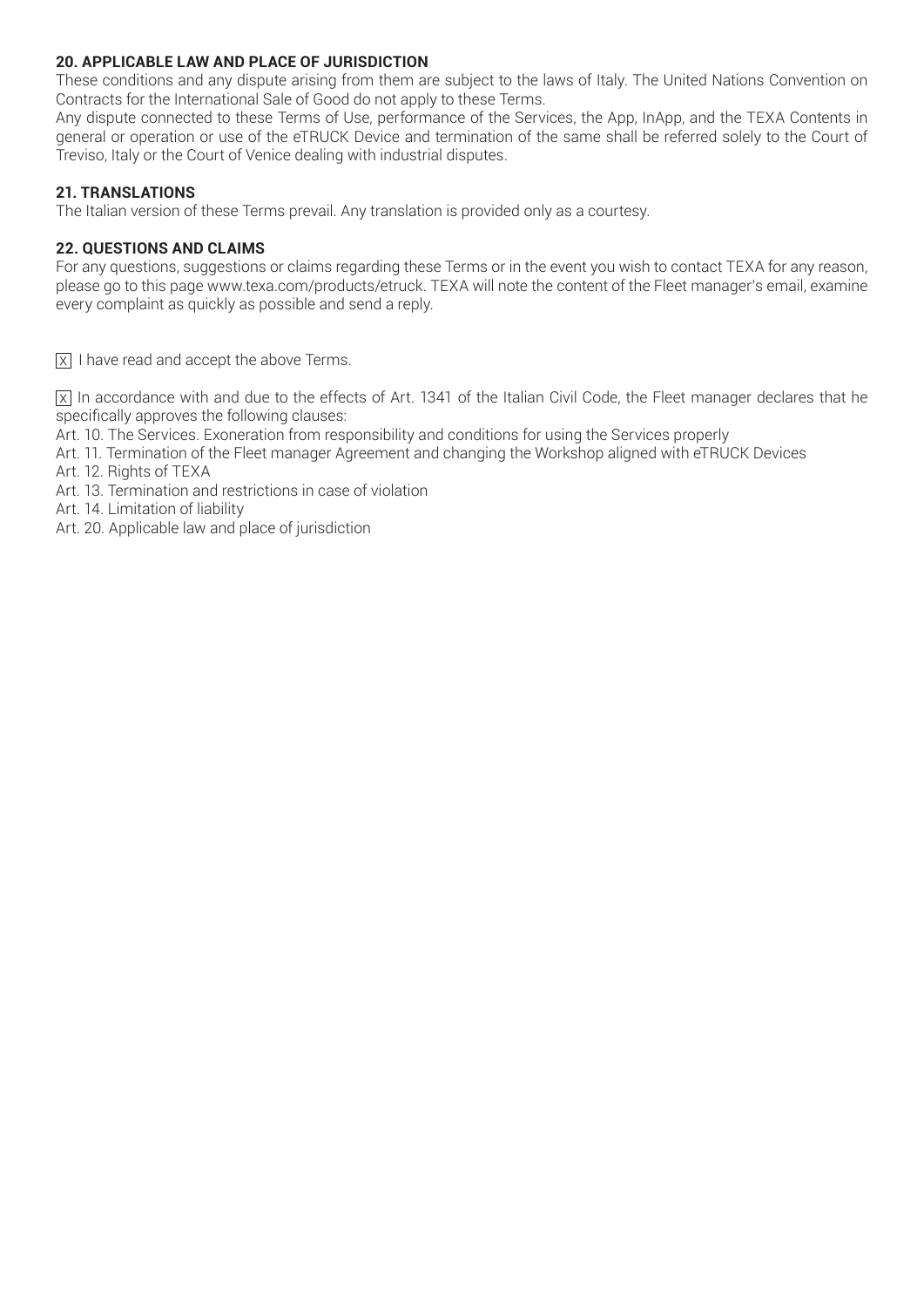**20. APPLICABLE LAW AND PLACE OF JURISDICTION**

These conditions and any dispute arising from them are subject to the laws of Italy. The United Nations Convention on Contracts for the International Sale of Good do not apply to these Terms.

Any dispute connected to these Terms of Use, performance of the Services, the App, InApp, and the TEXA Contents in general or operation or use of the eTRUCK Device and termination of the same shall be referred solely to the Court of Treviso, Italy or the Court of Venice dealing with industrial disputes.

**21. TRANSLATIONS**

The Italian version of these Terms prevail. Any translation is provided only as a courtesy.

**22. QUESTIONS AND CLAIMS**

For any questions, suggestions or claims regarding these Terms or in the event you wish to contact TEXA for any reason, please go to this page www.texa.com/products/etruck. TEXA will note the content of the Fleet manager's email, examine every complaint as quickly as possible and send a reply.

[X] I have read and accept the above Terms.

[X] In accordance with and due to the effects of Art. 1341 of the Italian Civil Code, the Fleet manager declares that he specifically approves the following clauses:

Art. 10. The Services. Exoneration from responsibility and conditions for using the Services properly

Art. 11. Termination of the Fleet manager Agreement and changing the Workshop aligned with eTRUCK Devices

Art. 12. Rights of TEXA

Art. 13. Termination and restrictions in case of violation

Art. 14. Limitation of liability

Art. 20. Applicable law and place of jurisdiction